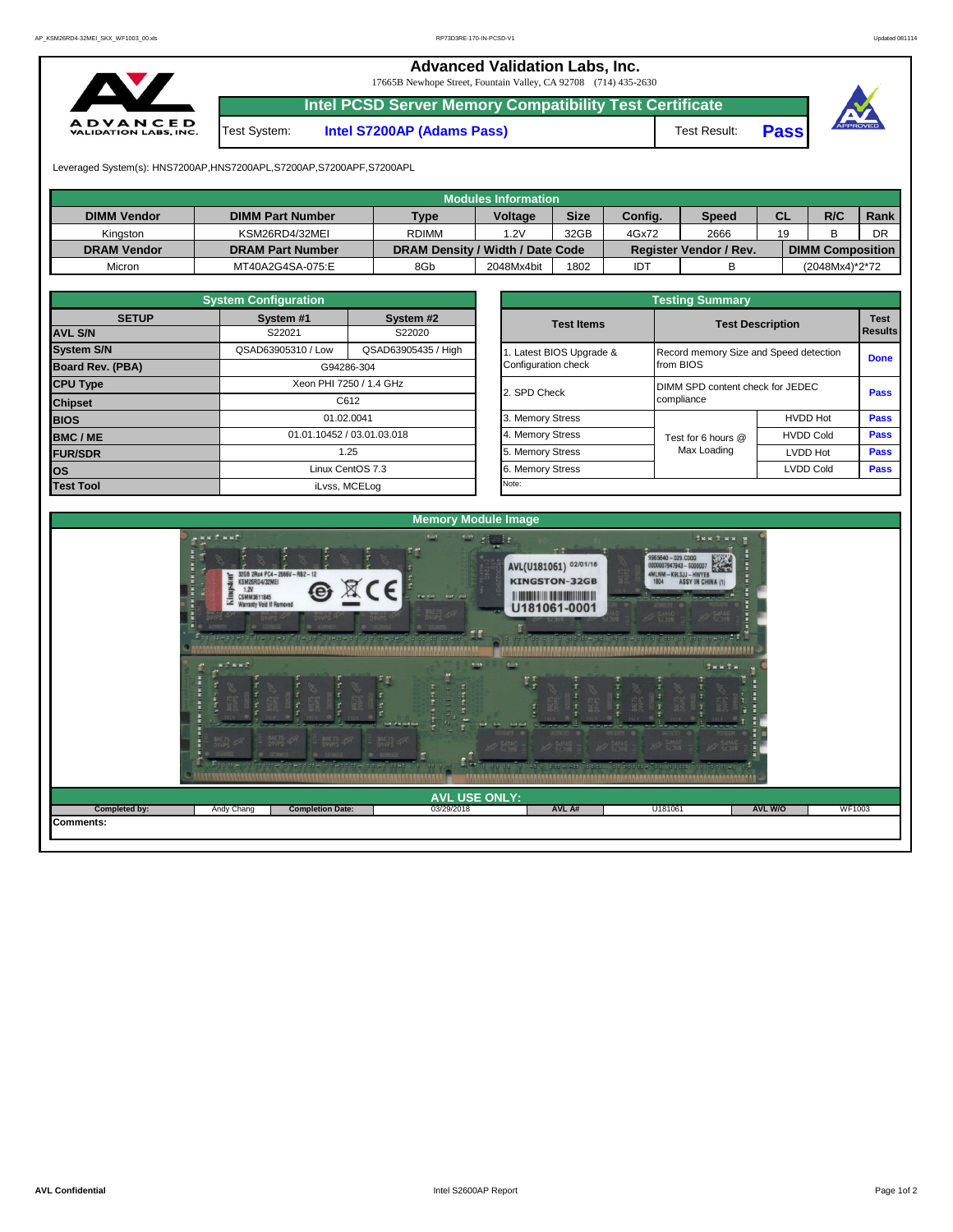# Advanced Validation Labs, Inc.

17665B Newhope Street, Fountain Valley, CA 92708 (714) 435-2630

## Intel PCSD Server Memory Compatibility Test Certificate

| Test System: | Intel S7200AP (Adams Pass) | Test Result: | **Pass** |
|---|---|---|---|

Leveraged System(s): HNS7200AP,HNS7200APL,S7200AP,S7200APF,S7200APL

## Modules Information

| DIMM Vendor | DIMM Part Number | Type | Voltage | Size | Config. | Speed | CL | R/C | Rank |
|---|---|---|---|---|---|---|---|---|---|
| Kingston | KSM26RD4/32MEI | RDIMM | 1.2V | 32GB | 4Gx72 | 2666 | 19 | B | DR |
| **DRAM Vendor** | **DRAM Part Number** | **DRAM Density / Width / Date Code** | | | **Register Vendor / Rev.** | | **DIMM Composition** | | |
| Micron | MT40A2G4SA-075:E | 8Gb | 2048Mx4bit | 1802 | IDT | B | (2048Mx4)*2*72 | | |

## System Configuration

| SETUP | System #1 | System #2 |
|---|---|---|
| **AVL S/N** | S22021 | S22020 |
| **System S/N** | QSAD63905310 / Low | QSAD63905435 / High |
| **Board Rev. (PBA)** | G94286-304 | |
| **CPU Type** | Xeon PHI 7250 / 1.4 GHz | |
| **Chipset** | C612 | |
| **BIOS** | 01.02.0041 | |
| **BMC / ME** | 01.01.10452 / 03.01.03.018 | |
| **FUR/SDR** | 1.25 | |
| **OS** | Linux CentOS 7.3 | |
| **Test Tool** | iLvss, MCELog | |

## Testing Summary

| Test Items | Test Description | | Test Results |
|---|---|---|---|
| 1. Latest BIOS Upgrade & Configuration check | Record memory Size and Speed detection from BIOS | | Done |
| 2. SPD Check | DIMM SPD content check for JEDEC compliance | | Pass |
| 3. Memory Stress | Test for 6 hours @ Max Loading | HVDD Hot | Pass |
| 4. Memory Stress | | HVDD Cold | Pass |
| 5. Memory Stress | | LVDD Hot | Pass |
| 6. Memory Stress | | LVDD Cold | Pass |

Note:

## Memory Module Image

## AVL USE ONLY:

| Completed by: | Andy Chang | Completion Date: | 03/29/2018 | AVL A# | U181061 | AVL W/O | WF1003 |
|---|---|---|---|---|---|---|---|

**Comments:**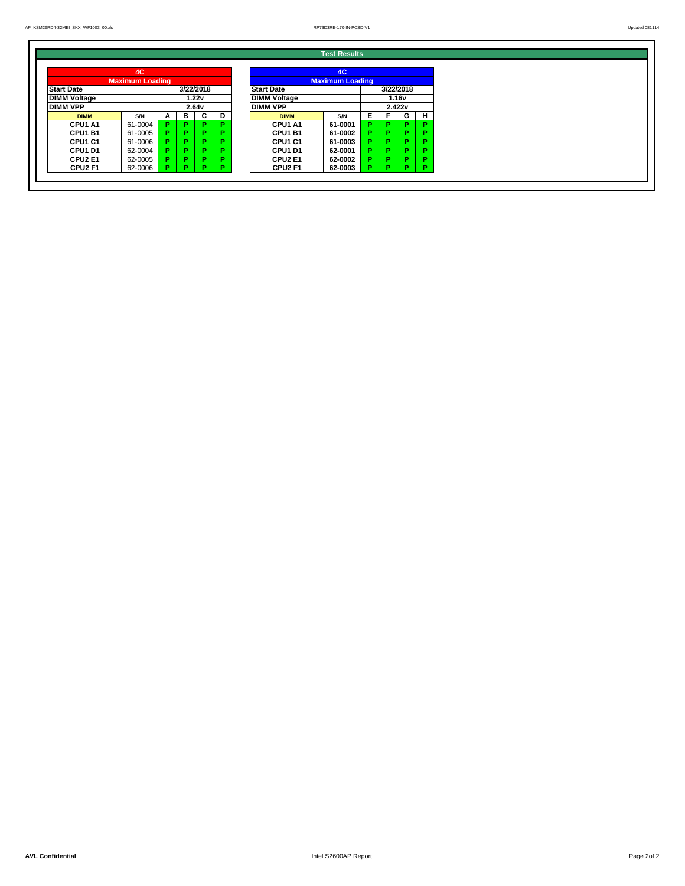## Test Results

| 4C Maximum Loading | | | | | |
|---|---|---|---|---|---|
| Start Date | | 3/22/2018 | | | |
| DIMM Voltage | | 1.22v | | | |
| DIMM VPP | | 2.64v | | | |
| DIMM | S/N | A | B | C | D |
| CPU1 A1 | 61-0004 | P | P | P | P |
| CPU1 B1 | 61-0005 | P | P | P | P |
| CPU1 C1 | 61-0006 | P | P | P | P |
| CPU1 D1 | 62-0004 | P | P | P | P |
| CPU2 E1 | 62-0005 | P | P | P | P |
| CPU2 F1 | 62-0006 | P | P | P | P |

| 4C Maximum Loading | | | | | |
|---|---|---|---|---|---|
| Start Date | | 3/22/2018 | | | |
| DIMM Voltage | | 1.16v | | | |
| DIMM VPP | | 2.422v | | | |
| DIMM | S/N | E | F | G | H |
| CPU1 A1 | 61-0001 | P | P | P | P |
| CPU1 B1 | 61-0002 | P | P | P | P |
| CPU1 C1 | 61-0003 | P | P | P | P |
| CPU1 D1 | 62-0001 | P | P | P | P |
| CPU2 E1 | 62-0002 | P | P | P | P |
| CPU2 F1 | 62-0003 | P | P | P | P |